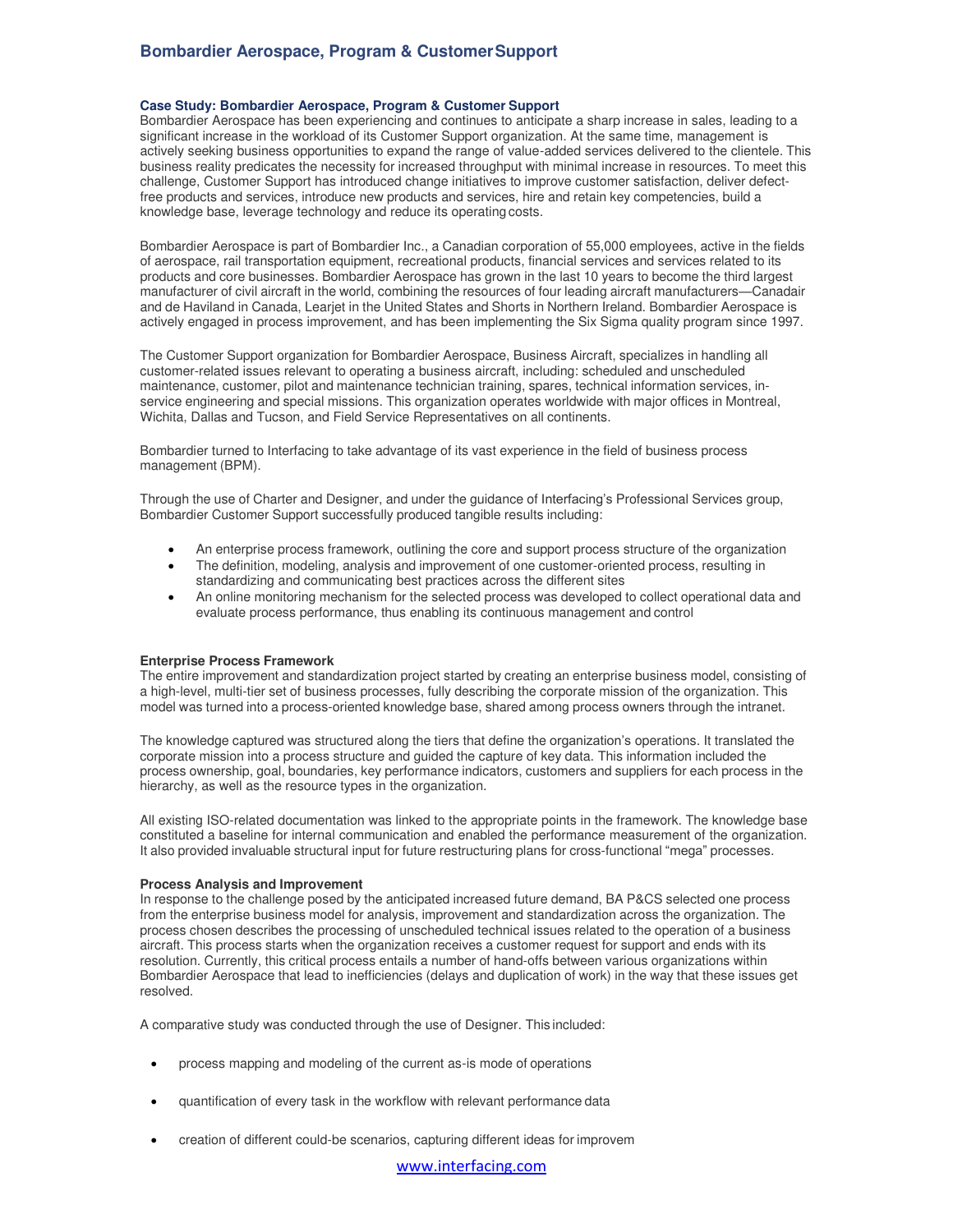# Bombardier Aerospace, Program & Customer Support

**Case Study: Bombardier Aerospace, Program & Customer Support**
Bombardier Aerospace has been experiencing and continues to anticipate a sharp increase in sales, leading to a significant increase in the workload of its Customer Support organization. At the same time, management is actively seeking business opportunities to expand the range of value-added services delivered to the clientele. This business reality predicates the necessity for increased throughput with minimal increase in resources. To meet this challenge, Customer Support has introduced change initiatives to improve customer satisfaction, deliver defect-free products and services, introduce new products and services, hire and retain key competencies, build a knowledge base, leverage technology and reduce its operating costs.

Bombardier Aerospace is part of Bombardier Inc., a Canadian corporation of 55,000 employees, active in the fields of aerospace, rail transportation equipment, recreational products, financial services and services related to its products and core businesses. Bombardier Aerospace has grown in the last 10 years to become the third largest manufacturer of civil aircraft in the world, combining the resources of four leading aircraft manufacturers—Canadair and de Haviland in Canada, Learjet in the United States and Shorts in Northern Ireland. Bombardier Aerospace is actively engaged in process improvement, and has been implementing the Six Sigma quality program since 1997.

The Customer Support organization for Bombardier Aerospace, Business Aircraft, specializes in handling all customer-related issues relevant to operating a business aircraft, including: scheduled and unscheduled maintenance, customer, pilot and maintenance technician training, spares, technical information services, in-service engineering and special missions. This organization operates worldwide with major offices in Montreal, Wichita, Dallas and Tucson, and Field Service Representatives on all continents.

Bombardier turned to Interfacing to take advantage of its vast experience in the field of business process management (BPM).

Through the use of Charter and Designer, and under the guidance of Interfacing's Professional Services group, Bombardier Customer Support successfully produced tangible results including:

- An enterprise process framework, outlining the core and support process structure of the organization
- The definition, modeling, analysis and improvement of one customer-oriented process, resulting in standardizing and communicating best practices across the different sites
- An online monitoring mechanism for the selected process was developed to collect operational data and evaluate process performance, thus enabling its continuous management and control

**Enterprise Process Framework**
The entire improvement and standardization project started by creating an enterprise business model, consisting of a high-level, multi-tier set of business processes, fully describing the corporate mission of the organization. This model was turned into a process-oriented knowledge base, shared among process owners through the intranet.

The knowledge captured was structured along the tiers that define the organization's operations. It translated the corporate mission into a process structure and guided the capture of key data. This information included the process ownership, goal, boundaries, key performance indicators, customers and suppliers for each process in the hierarchy, as well as the resource types in the organization.

All existing ISO-related documentation was linked to the appropriate points in the framework. The knowledge base constituted a baseline for internal communication and enabled the performance measurement of the organization. It also provided invaluable structural input for future restructuring plans for cross-functional "mega" processes.

**Process Analysis and Improvement**
In response to the challenge posed by the anticipated increased future demand, BA P&CS selected one process from the enterprise business model for analysis, improvement and standardization across the organization. The process chosen describes the processing of unscheduled technical issues related to the operation of a business aircraft. This process starts when the organization receives a customer request for support and ends with its resolution. Currently, this critical process entails a number of hand-offs between various organizations within Bombardier Aerospace that lead to inefficiencies (delays and duplication of work) in the way that these issues get resolved.

A comparative study was conducted through the use of Designer. This included:

- process mapping and modeling of the current as-is mode of operations
- quantification of every task in the workflow with relevant performance data
- creation of different could-be scenarios, capturing different ideas for improvem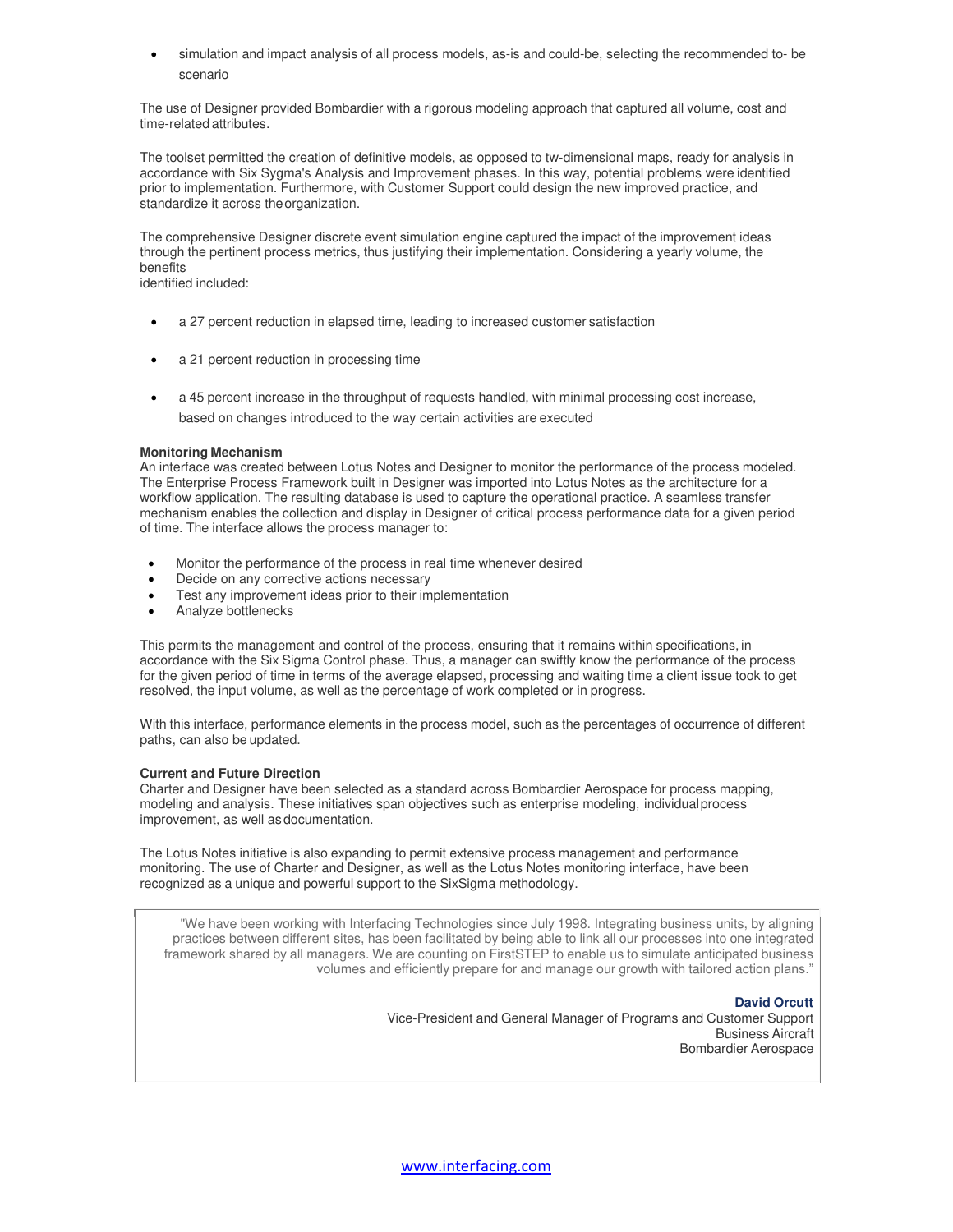- simulation and impact analysis of all process models, as-is and could-be, selecting the recommended to- be scenario

The use of Designer provided Bombardier with a rigorous modeling approach that captured all volume, cost and time-related attributes.

The toolset permitted the creation of definitive models, as opposed to tw-dimensional maps, ready for analysis in accordance with Six Sygma's Analysis and Improvement phases. In this way, potential problems were identified prior to implementation. Furthermore, with Customer Support could design the new improved practice, and standardize it across the organization.

The comprehensive Designer discrete event simulation engine captured the impact of the improvement ideas through the pertinent process metrics, thus justifying their implementation. Considering a yearly volume, the benefits identified included:

- a 27 percent reduction in elapsed time, leading to increased customer satisfaction
- a 21 percent reduction in processing time
- a 45 percent increase in the throughput of requests handled, with minimal processing cost increase, based on changes introduced to the way certain activities are executed

**Monitoring Mechanism**

An interface was created between Lotus Notes and Designer to monitor the performance of the process modeled. The Enterprise Process Framework built in Designer was imported into Lotus Notes as the architecture for a workflow application. The resulting database is used to capture the operational practice. A seamless transfer mechanism enables the collection and display in Designer of critical process performance data for a given period of time. The interface allows the process manager to:

- Monitor the performance of the process in real time whenever desired
- Decide on any corrective actions necessary
- Test any improvement ideas prior to their implementation
- Analyze bottlenecks

This permits the management and control of the process, ensuring that it remains within specifications, in accordance with the Six Sigma Control phase. Thus, a manager can swiftly know the performance of the process for the given period of time in terms of the average elapsed, processing and waiting time a client issue took to get resolved, the input volume, as well as the percentage of work completed or in progress.

With this interface, performance elements in the process model, such as the percentages of occurrence of different paths, can also be updated.

**Current and Future Direction**

Charter and Designer have been selected as a standard across Bombardier Aerospace for process mapping, modeling and analysis. These initiatives span objectives such as enterprise modeling, individual process improvement, as well as documentation.

The Lotus Notes initiative is also expanding to permit extensive process management and performance monitoring. The use of Charter and Designer, as well as the Lotus Notes monitoring interface, have been recognized as a unique and powerful support to the SixSigma methodology.

"We have been working with Interfacing Technologies since July 1998. Integrating business units, by aligning practices between different sites, has been facilitated by being able to link all our processes into one integrated framework shared by all managers. We are counting on FirstSTEP to enable us to simulate anticipated business volumes and efficiently prepare for and manage our growth with tailored action plans."

**David Orcutt**
Vice-President and General Manager of Programs and Customer Support
Business Aircraft
Bombardier Aerospace

www.interfacing.com